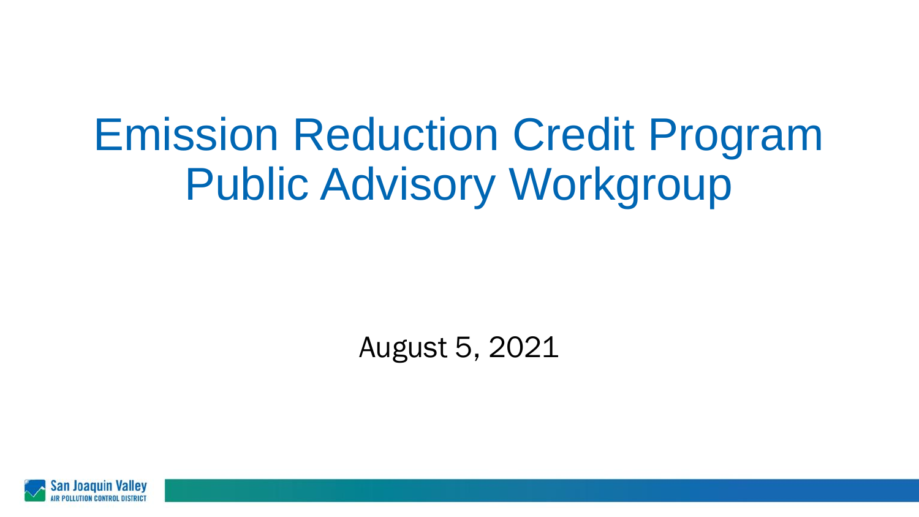# Emission Reduction Credit Program Public Advisory Workgroup

August 5, 2021

San Joaquin Valley
AIR POLLUTION CONTROL DISTRICT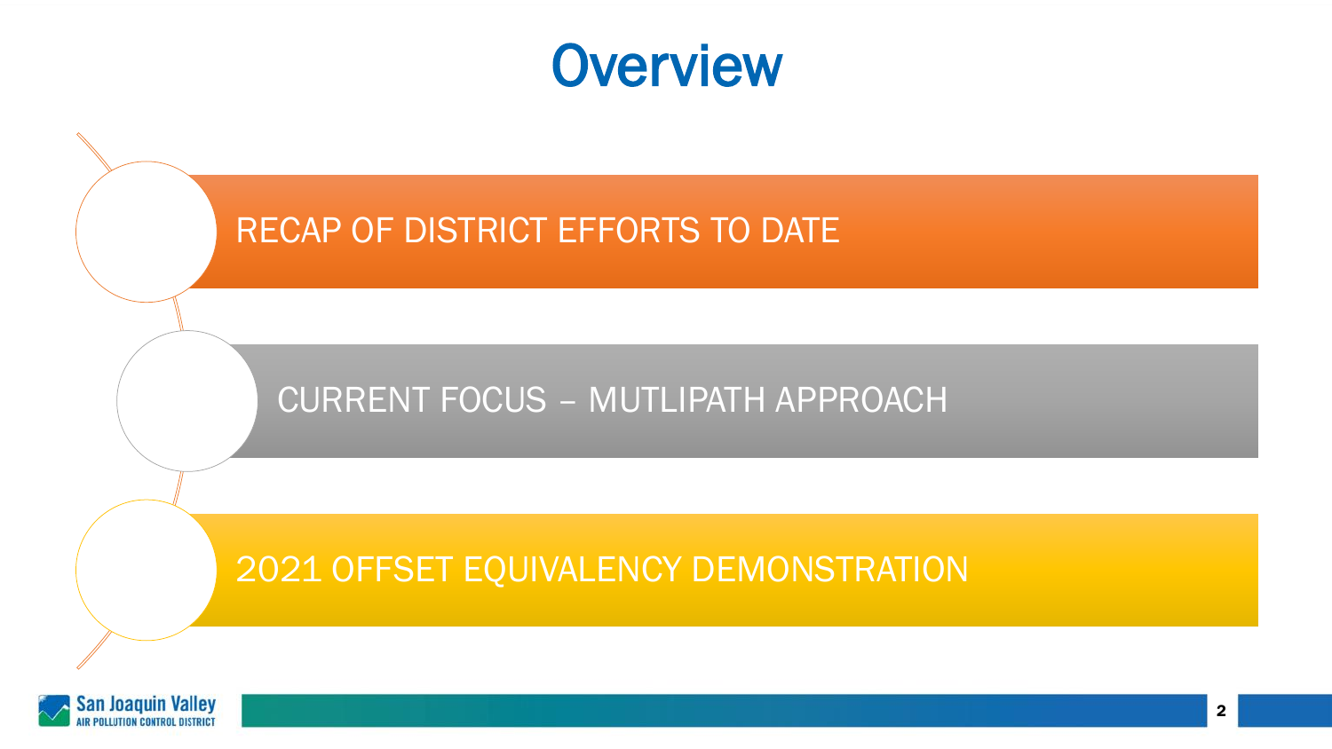# Overview

- RECAP OF DISTRICT EFFORTS TO DATE
- CURRENT FOCUS – MUTLIPATH APPROACH
- 2021 OFFSET EQUIVALENCY DEMONSTRATION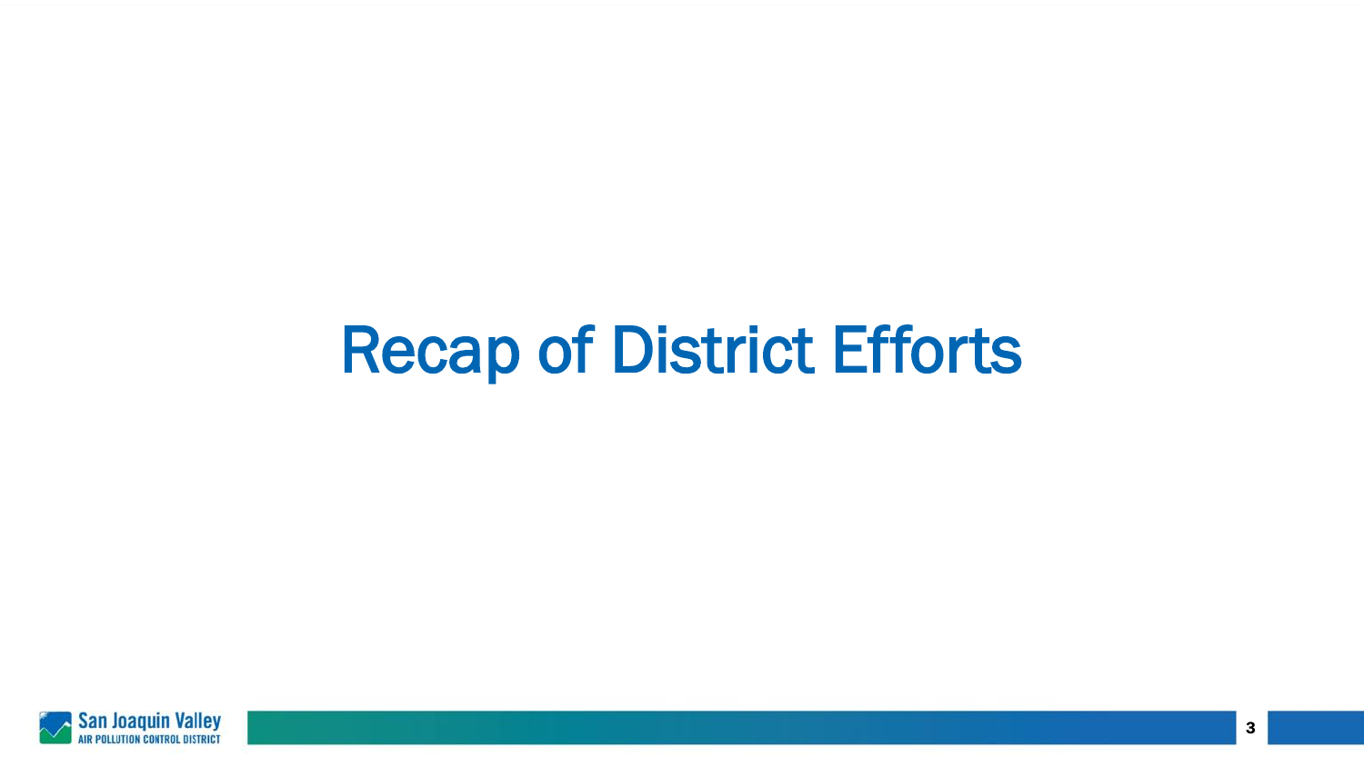# Recap of District Efforts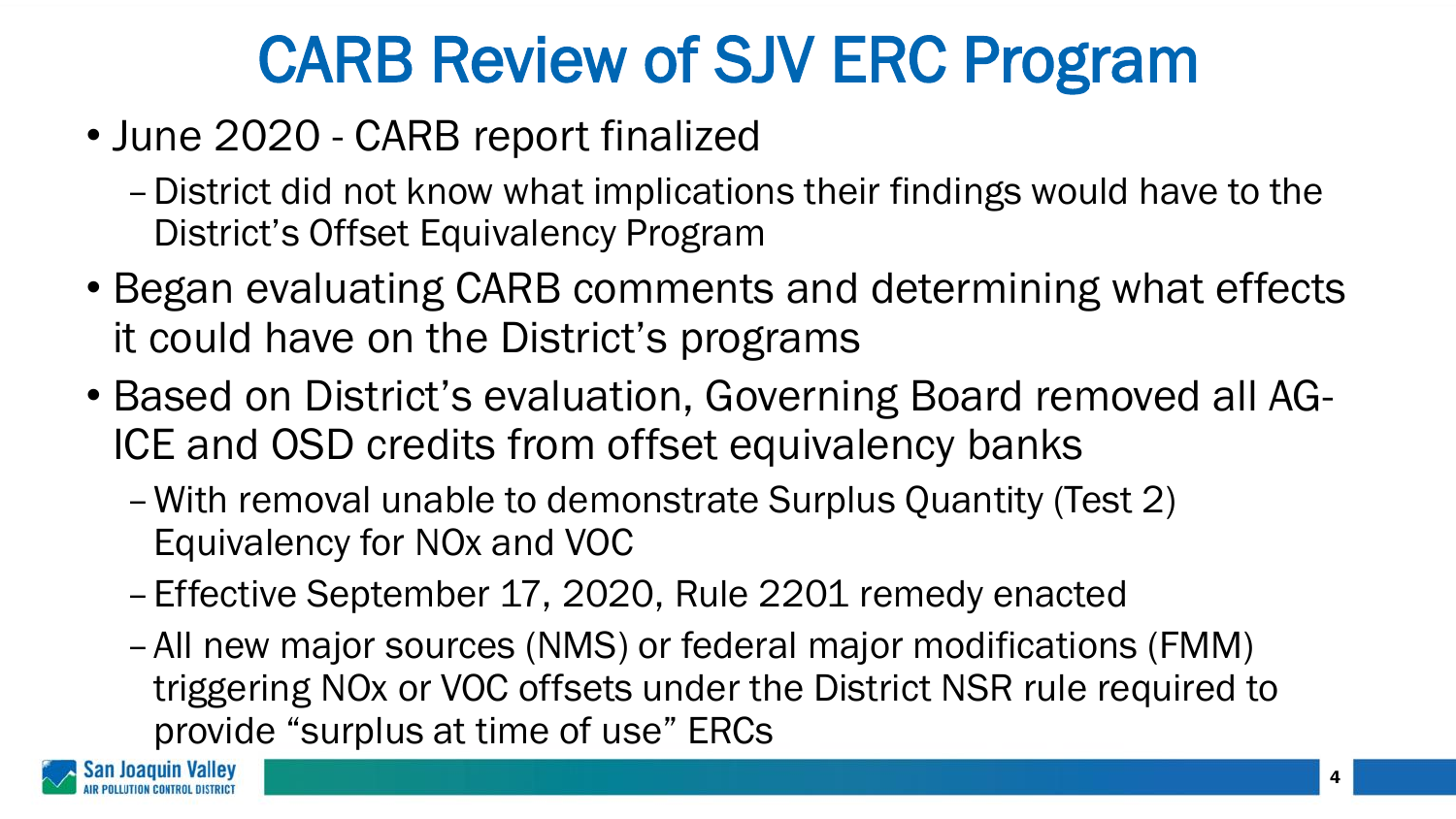# CARB Review of SJV ERC Program

- June 2020 - CARB report finalized
  - District did not know what implications their findings would have to the District's Offset Equivalency Program
- Began evaluating CARB comments and determining what effects it could have on the District's programs
- Based on District's evaluation, Governing Board removed all AG-ICE and OSD credits from offset equivalency banks
  - With removal unable to demonstrate Surplus Quantity (Test 2) Equivalency for NOx and VOC
  - Effective September 17, 2020, Rule 2201 remedy enacted
  - All new major sources (NMS) or federal major modifications (FMM) triggering NOx or VOC offsets under the District NSR rule required to provide "surplus at time of use" ERCs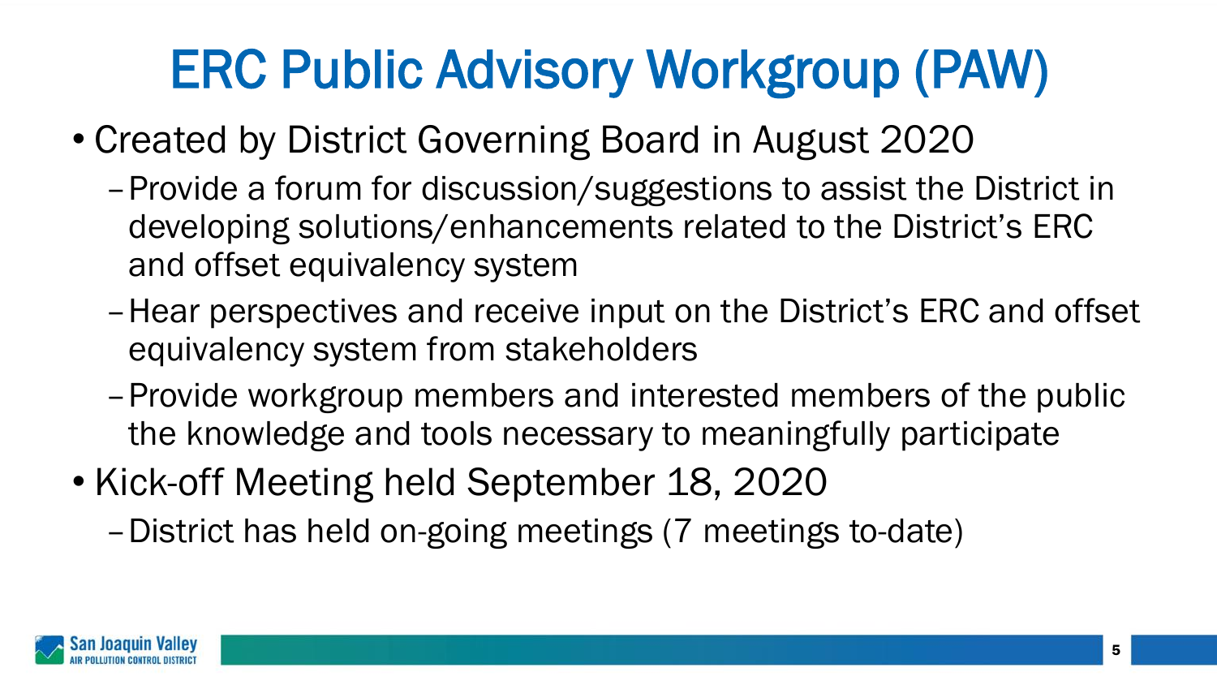# ERC Public Advisory Workgroup (PAW)

- Created by District Governing Board in August 2020
  - Provide a forum for discussion/suggestions to assist the District in developing solutions/enhancements related to the District's ERC and offset equivalency system
  - Hear perspectives and receive input on the District's ERC and offset equivalency system from stakeholders
  - Provide workgroup members and interested members of the public the knowledge and tools necessary to meaningfully participate
- Kick-off Meeting held September 18, 2020
  - District has held on-going meetings (7 meetings to-date)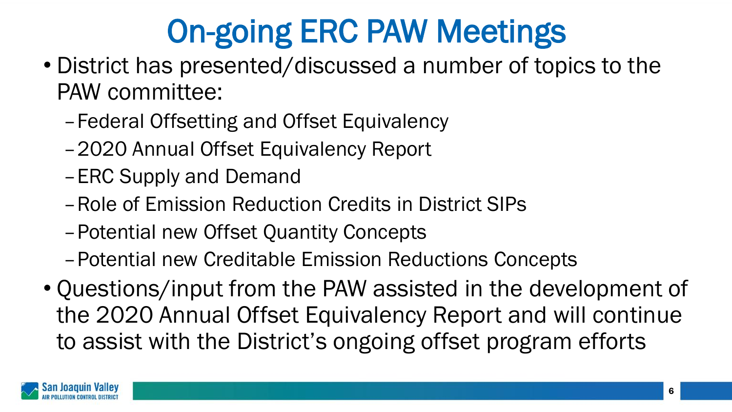# On-going ERC PAW Meetings

- District has presented/discussed a number of topics to the PAW committee:
  - Federal Offsetting and Offset Equivalency
  - 2020 Annual Offset Equivalency Report
  - ERC Supply and Demand
  - Role of Emission Reduction Credits in District SIPs
  - Potential new Offset Quantity Concepts
  - Potential new Creditable Emission Reductions Concepts
- Questions/input from the PAW assisted in the development of the 2020 Annual Offset Equivalency Report and will continue to assist with the District's ongoing offset program efforts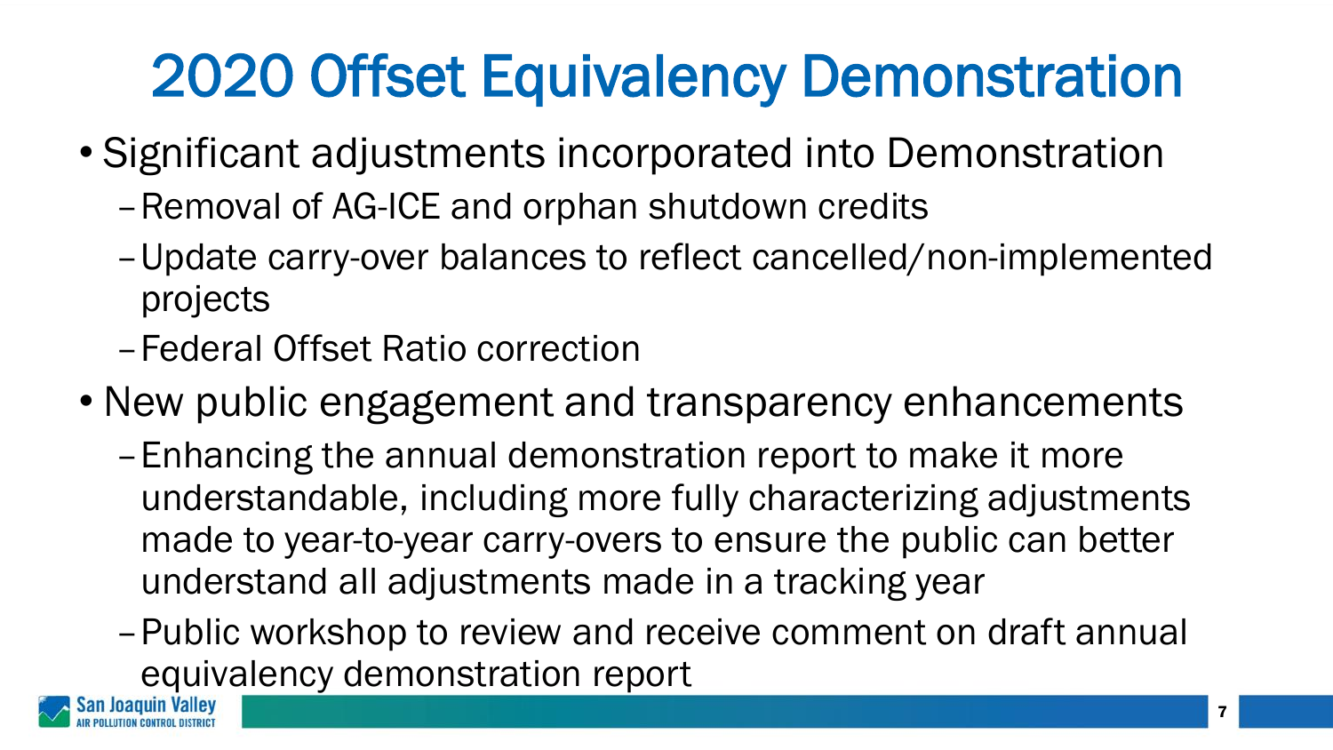# 2020 Offset Equivalency Demonstration

- Significant adjustments incorporated into Demonstration
  - Removal of AG-ICE and orphan shutdown credits
  - Update carry-over balances to reflect cancelled/non-implemented projects
  - Federal Offset Ratio correction
- New public engagement and transparency enhancements
  - Enhancing the annual demonstration report to make it more understandable, including more fully characterizing adjustments made to year-to-year carry-overs to ensure the public can better understand all adjustments made in a tracking year
  - Public workshop to review and receive comment on draft annual equivalency demonstration report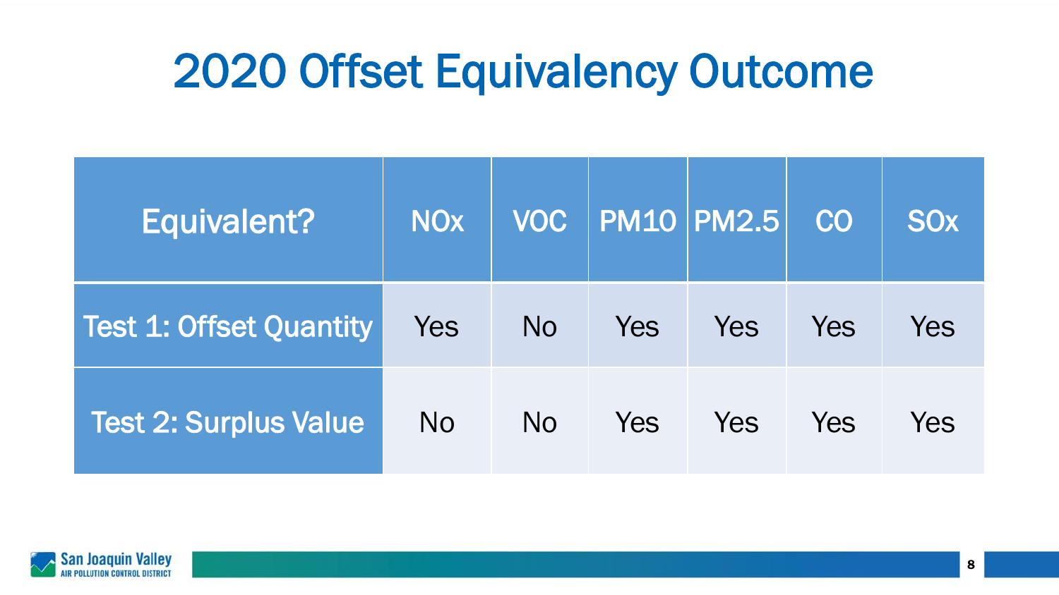# 2020 Offset Equivalency Outcome

| Equivalent? | NOx | VOC | PM10 | PM2.5 | CO | SOx |
|---|---|---|---|---|---|---|
| Test 1: Offset Quantity | Yes | No | Yes | Yes | Yes | Yes |
| Test 2: Surplus Value | No | No | Yes | Yes | Yes | Yes |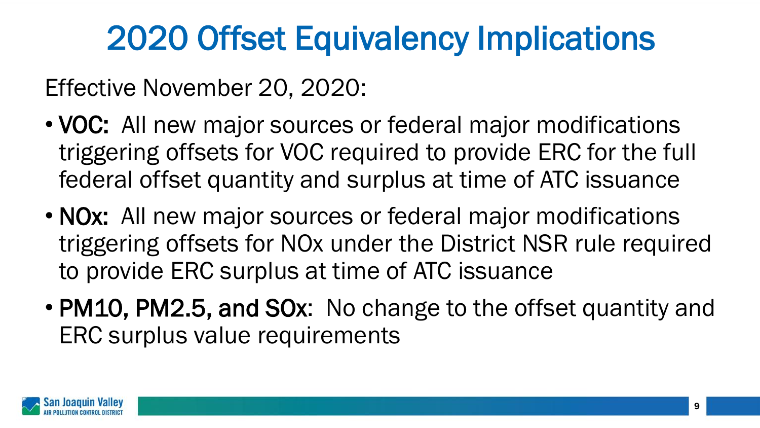# 2020 Offset Equivalency Implications

Effective November 20, 2020:

- **VOC:** All new major sources or federal major modifications triggering offsets for VOC required to provide ERC for the full federal offset quantity and surplus at time of ATC issuance
- **NOx:** All new major sources or federal major modifications triggering offsets for NOx under the District NSR rule required to provide ERC surplus at time of ATC issuance
- **PM10, PM2.5, and SOx**: No change to the offset quantity and ERC surplus value requirements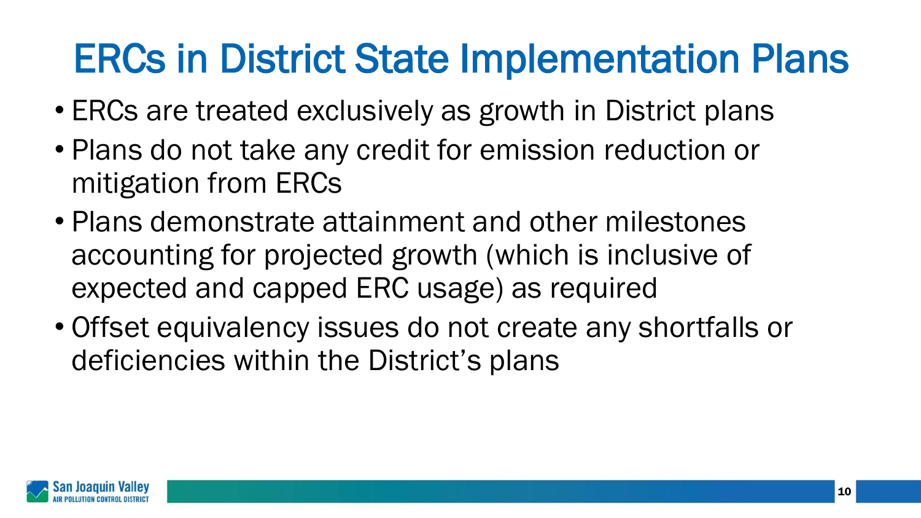# ERCs in District State Implementation Plans

- ERCs are treated exclusively as growth in District plans
- Plans do not take any credit for emission reduction or mitigation from ERCs
- Plans demonstrate attainment and other milestones accounting for projected growth (which is inclusive of expected and capped ERC usage) as required
- Offset equivalency issues do not create any shortfalls or deficiencies within the District's plans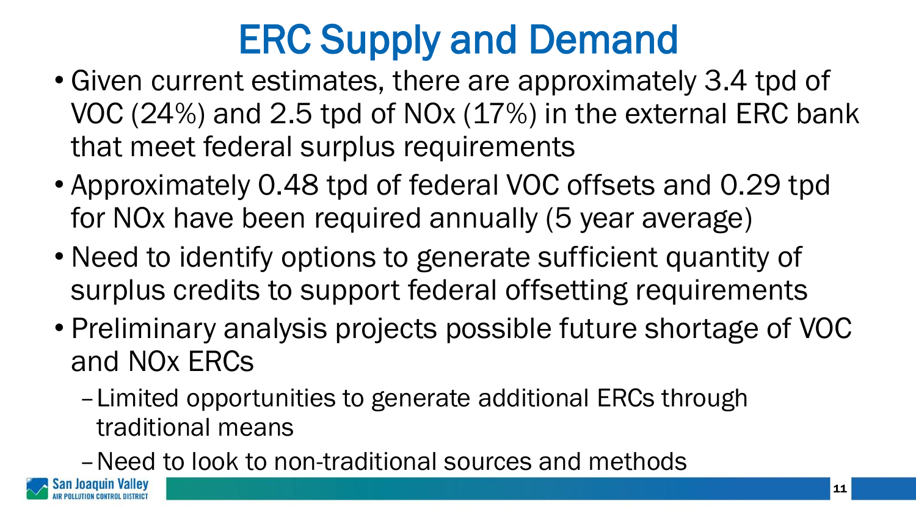# ERC Supply and Demand

- Given current estimates, there are approximately 3.4 tpd of VOC (24%) and 2.5 tpd of NOx (17%) in the external ERC bank that meet federal surplus requirements
- Approximately 0.48 tpd of federal VOC offsets and 0.29 tpd for NOx have been required annually (5 year average)
- Need to identify options to generate sufficient quantity of surplus credits to support federal offsetting requirements
- Preliminary analysis projects possible future shortage of VOC and NOx ERCs
  - Limited opportunities to generate additional ERCs through traditional means
  - Need to look to non-traditional sources and methods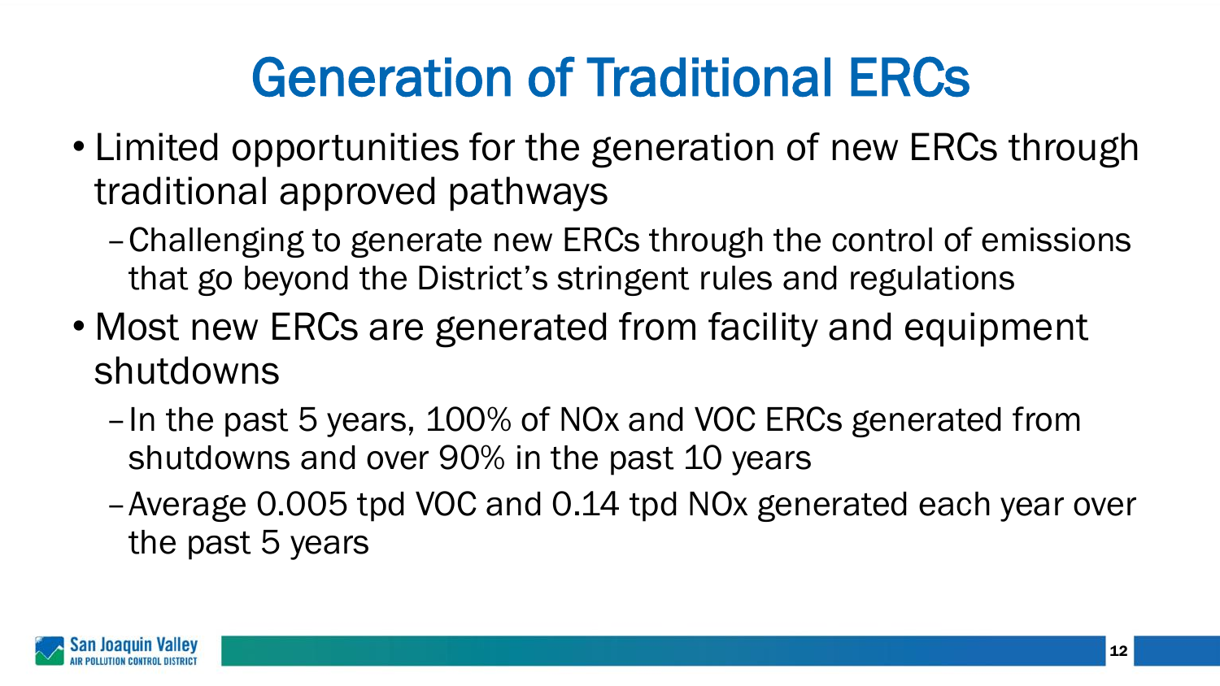# Generation of Traditional ERCs

- Limited opportunities for the generation of new ERCs through traditional approved pathways
  - Challenging to generate new ERCs through the control of emissions that go beyond the District's stringent rules and regulations
- Most new ERCs are generated from facility and equipment shutdowns
  - In the past 5 years, 100% of NOx and VOC ERCs generated from shutdowns and over 90% in the past 10 years
  - Average 0.005 tpd VOC and 0.14 tpd NOx generated each year over the past 5 years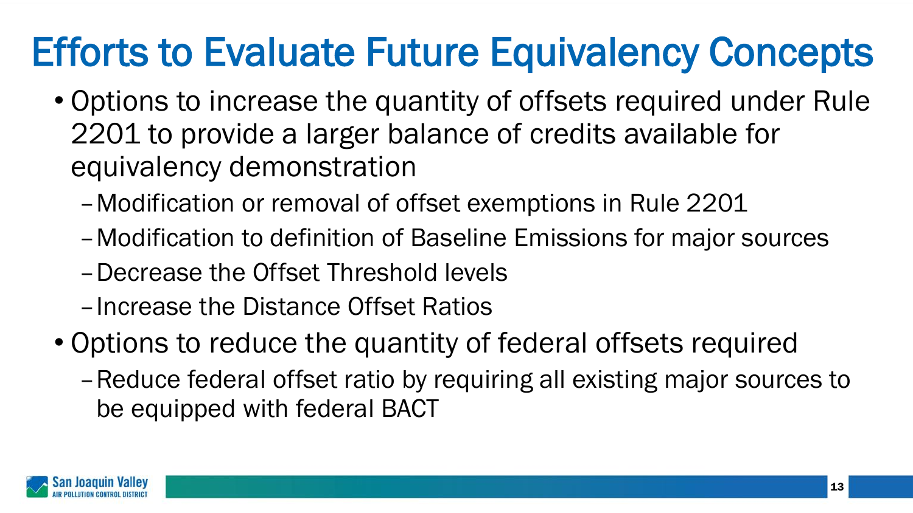# Efforts to Evaluate Future Equivalency Concepts

- Options to increase the quantity of offsets required under Rule 2201 to provide a larger balance of credits available for equivalency demonstration
  - Modification or removal of offset exemptions in Rule 2201
  - Modification to definition of Baseline Emissions for major sources
  - Decrease the Offset Threshold levels
  - Increase the Distance Offset Ratios
- Options to reduce the quantity of federal offsets required
  - Reduce federal offset ratio by requiring all existing major sources to be equipped with federal BACT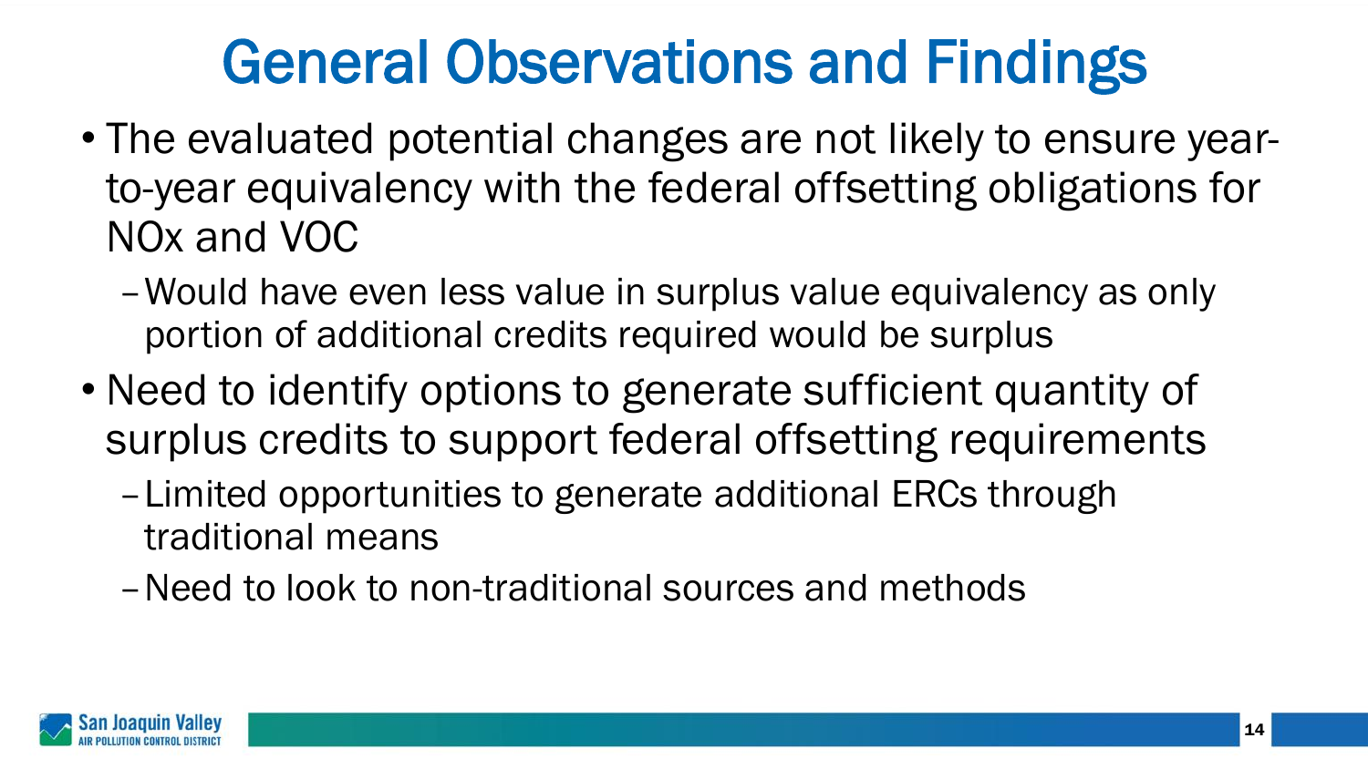# General Observations and Findings

- The evaluated potential changes are not likely to ensure year-to-year equivalency with the federal offsetting obligations for NOx and VOC
  - Would have even less value in surplus value equivalency as only portion of additional credits required would be surplus
- Need to identify options to generate sufficient quantity of surplus credits to support federal offsetting requirements
  - Limited opportunities to generate additional ERCs through traditional means
  - Need to look to non-traditional sources and methods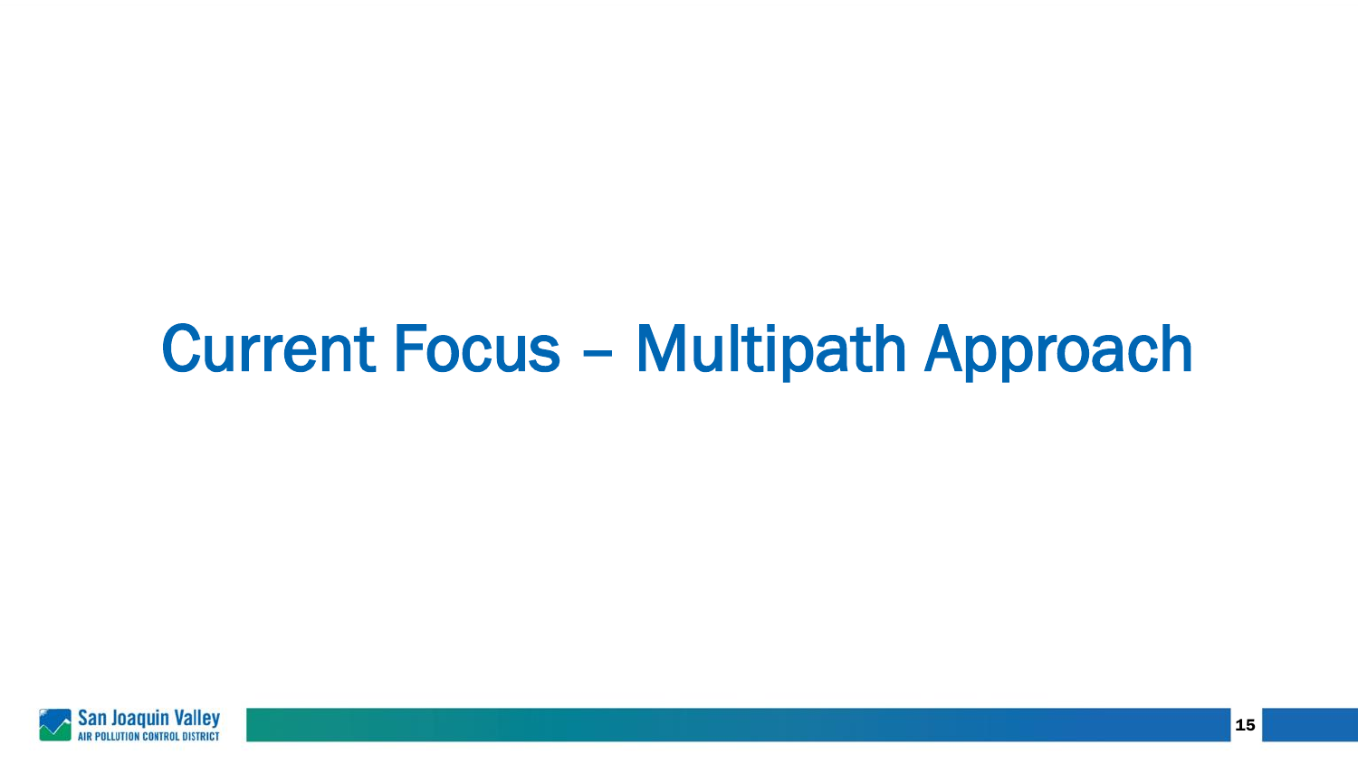# Current Focus – Multipath Approach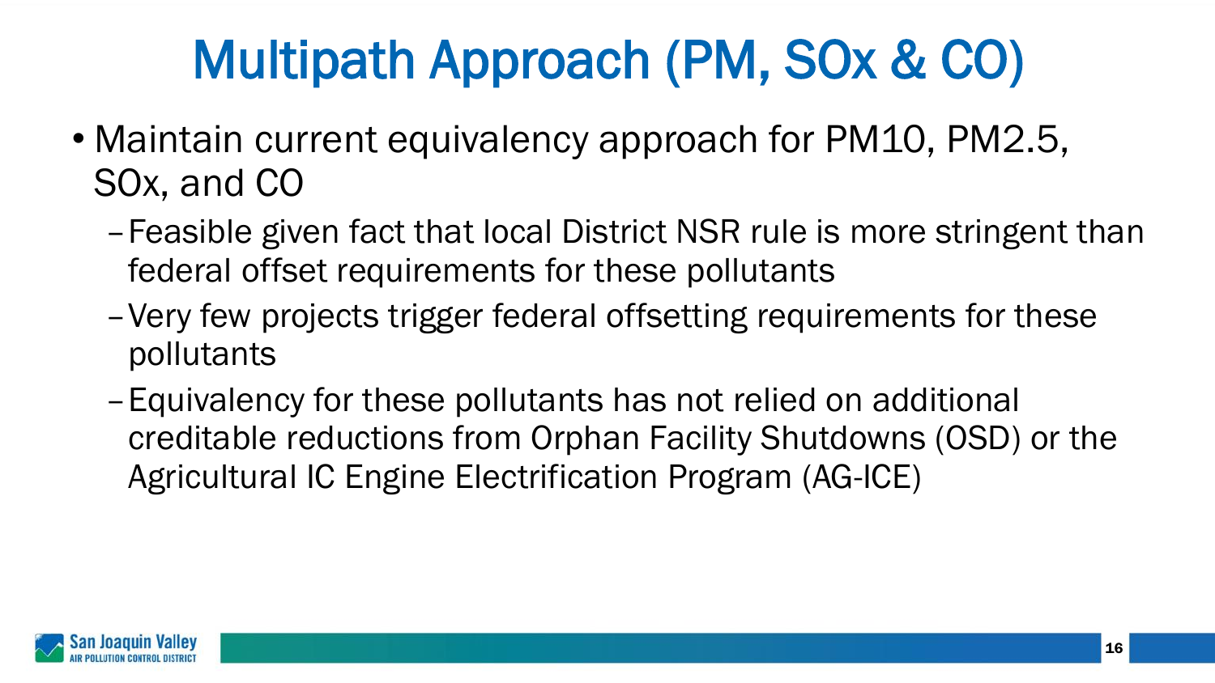# Multipath Approach (PM, SOx & CO)

- Maintain current equivalency approach for PM10, PM2.5, SOx, and CO
  - Feasible given fact that local District NSR rule is more stringent than federal offset requirements for these pollutants
  - Very few projects trigger federal offsetting requirements for these pollutants
  - Equivalency for these pollutants has not relied on additional creditable reductions from Orphan Facility Shutdowns (OSD) or the Agricultural IC Engine Electrification Program (AG-ICE)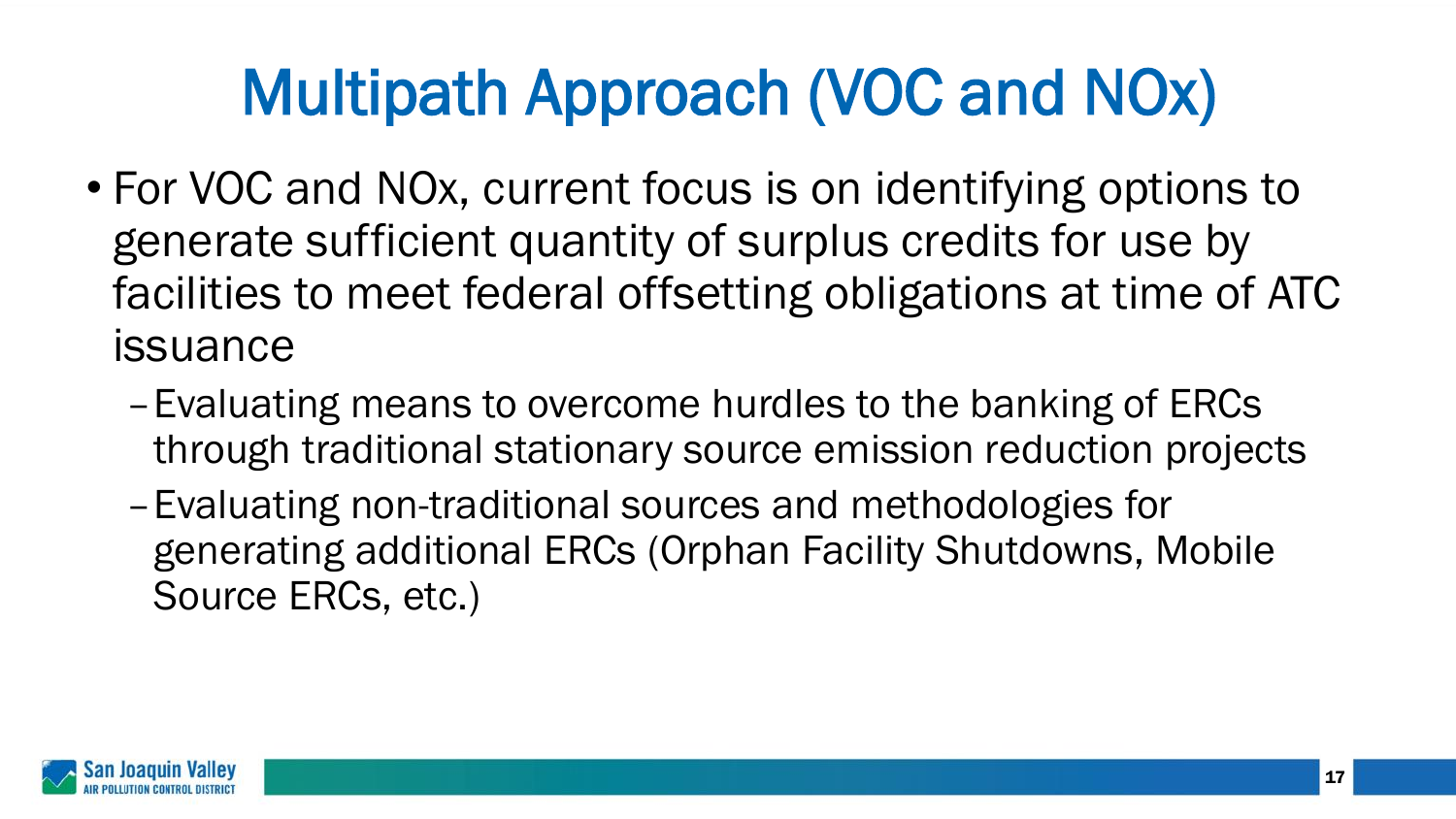# Multipath Approach (VOC and NOx)

- For VOC and NOx, current focus is on identifying options to generate sufficient quantity of surplus credits for use by facilities to meet federal offsetting obligations at time of ATC issuance
  - Evaluating means to overcome hurdles to the banking of ERCs through traditional stationary source emission reduction projects
  - Evaluating non-traditional sources and methodologies for generating additional ERCs (Orphan Facility Shutdowns, Mobile Source ERCs, etc.)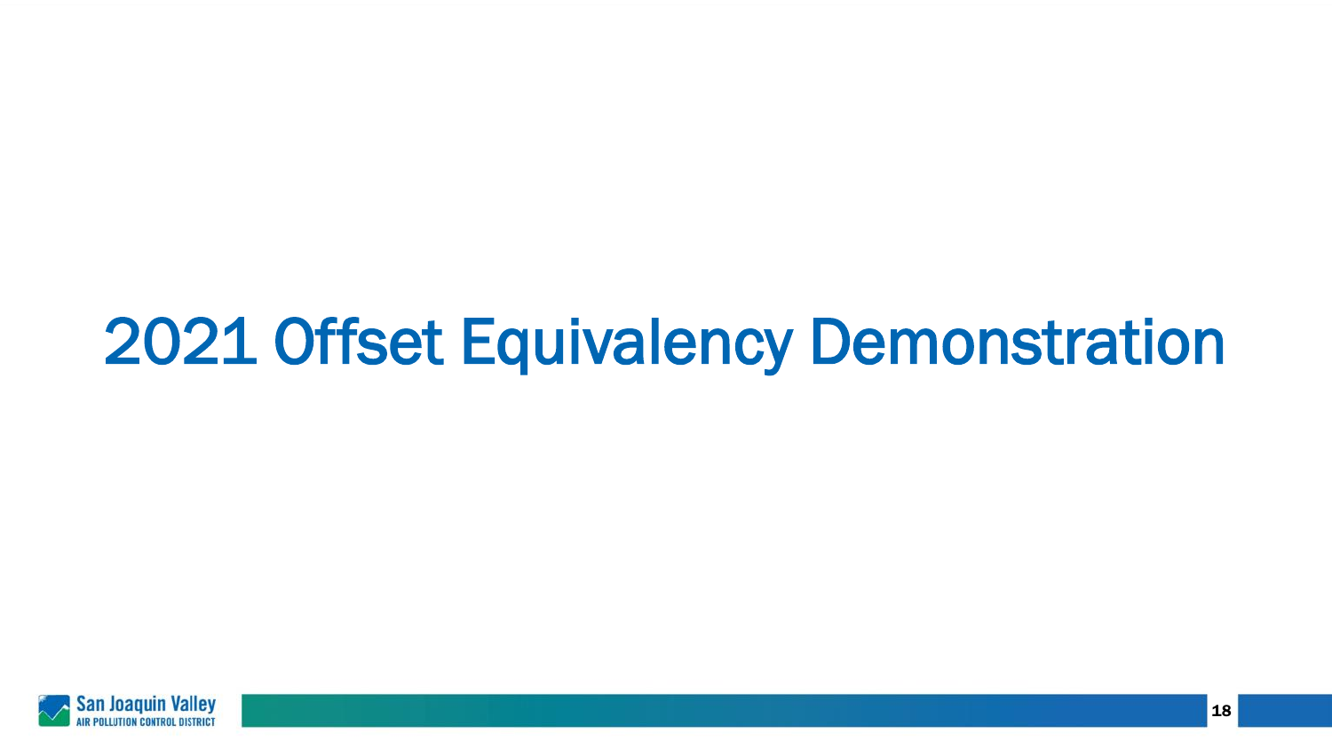# 2021 Offset Equivalency Demonstration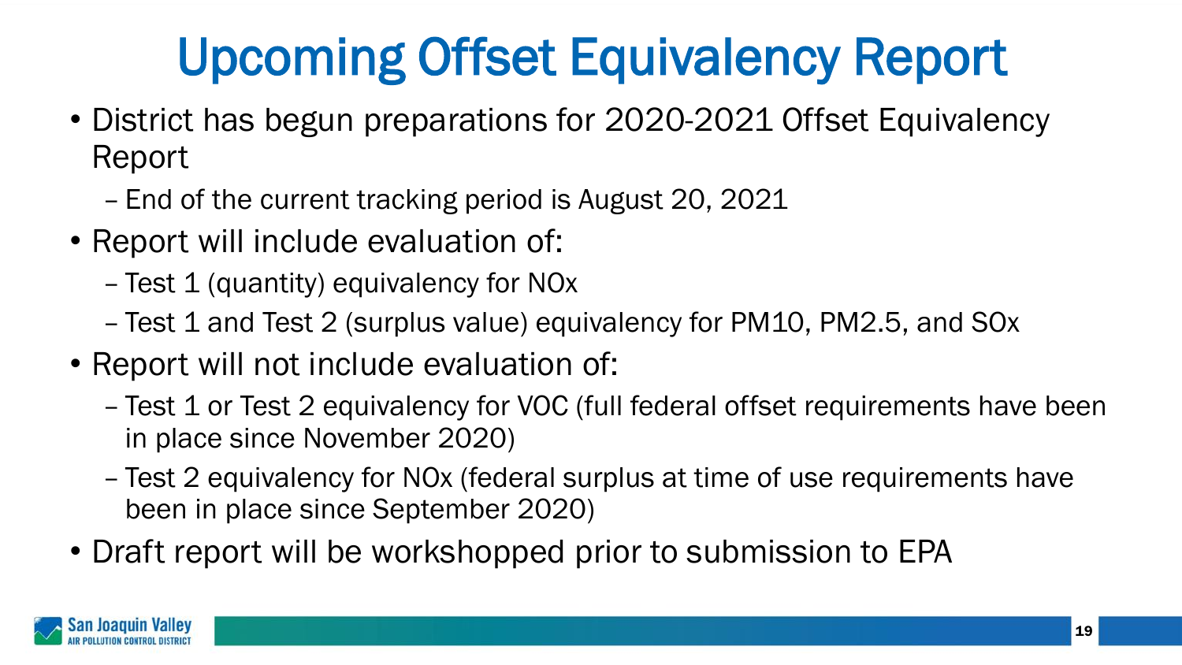# Upcoming Offset Equivalency Report

- District has begun preparations for 2020-2021 Offset Equivalency Report
  - End of the current tracking period is August 20, 2021
- Report will include evaluation of:
  - Test 1 (quantity) equivalency for NOx
  - Test 1 and Test 2 (surplus value) equivalency for PM10, PM2.5, and SOx
- Report will not include evaluation of:
  - Test 1 or Test 2 equivalency for VOC (full federal offset requirements have been in place since November 2020)
  - Test 2 equivalency for NOx (federal surplus at time of use requirements have been in place since September 2020)
- Draft report will be workshopped prior to submission to EPA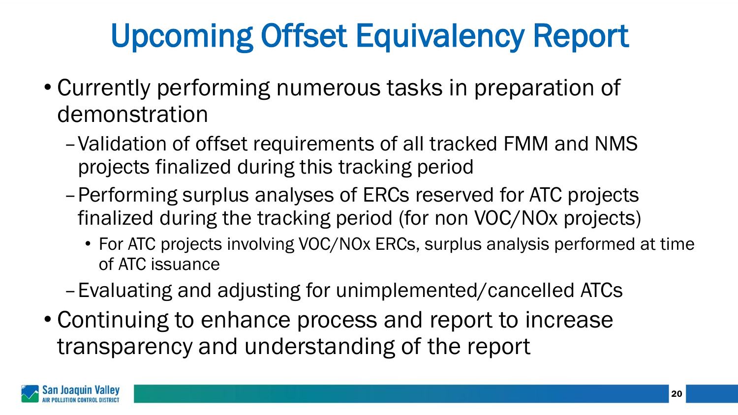# Upcoming Offset Equivalency Report

- Currently performing numerous tasks in preparation of demonstration
  - Validation of offset requirements of all tracked FMM and NMS projects finalized during this tracking period
  - Performing surplus analyses of ERCs reserved for ATC projects finalized during the tracking period (for non VOC/NOx projects)
    - For ATC projects involving VOC/NOx ERCs, surplus analysis performed at time of ATC issuance
  - Evaluating and adjusting for unimplemented/cancelled ATCs
- Continuing to enhance process and report to increase transparency and understanding of the report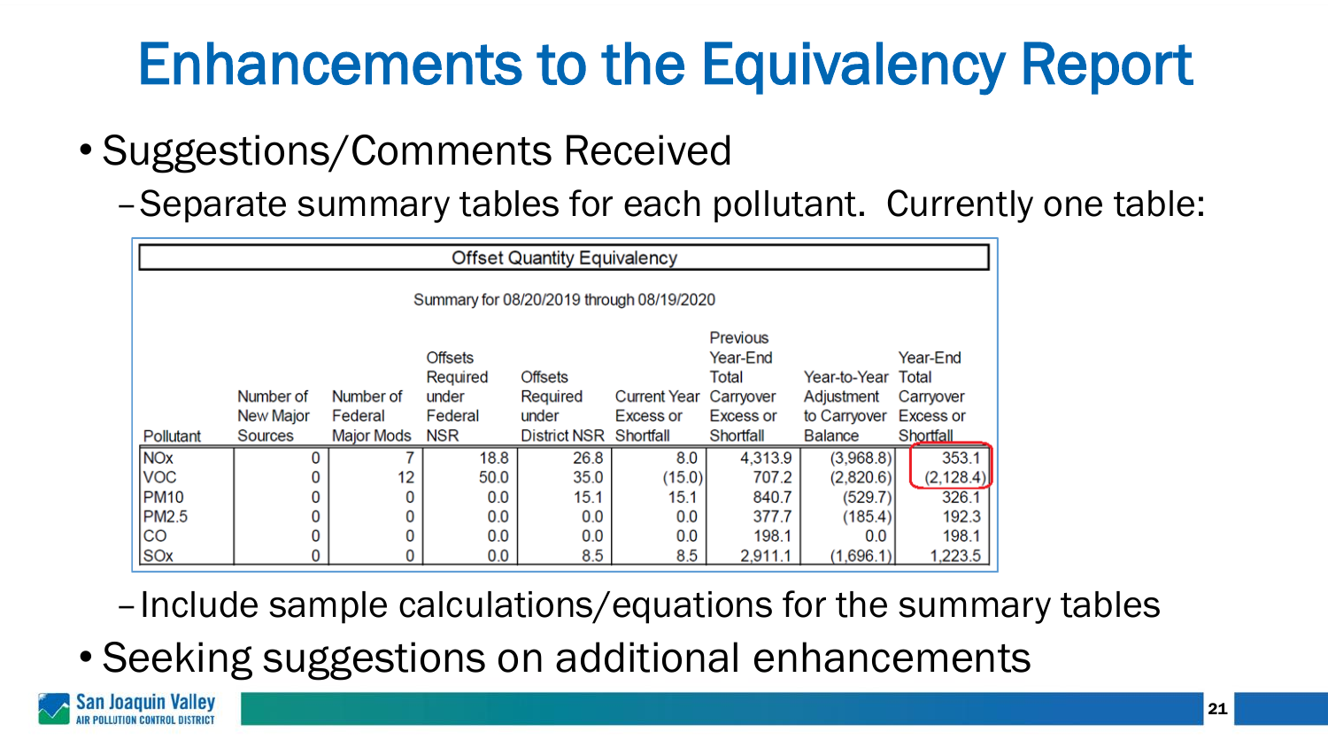# Enhancements to the Equivalency Report

- Suggestions/Comments Received
  - Separate summary tables for each pollutant. Currently one table:

**Offset Quantity Equivalency**

Summary for 08/20/2019 through 08/19/2020

| Pollutant | Number of New Major Sources | Number of Federal Major Mods | Offsets Required under Federal NSR | Offsets Required under District NSR | Current Year Excess or Shortfall | Previous Year-End Total Carryover Excess or Shortfall | Year-to-Year Adjustment to Carryover Balance | Year-End Total Carryover Excess or Shortfall |
|---|---|---|---|---|---|---|---|---|
| NOx | 0 | 7 | 18.8 | 26.8 | 8.0 | 4,313.9 | (3,968.8) | 353.1 |
| VOC | 0 | 12 | 50.0 | 35.0 | (15.0) | 707.2 | (2,820.6) | (2,128.4) |
| PM10 | 0 | 0 | 0.0 | 15.1 | 15.1 | 840.7 | (529.7) | 326.1 |
| PM2.5 | 0 | 0 | 0.0 | 0.0 | 0.0 | 377.7 | (185.4) | 192.3 |
| CO | 0 | 0 | 0.0 | 0.0 | 0.0 | 198.1 | 0.0 | 198.1 |
| SOx | 0 | 0 | 0.0 | 8.5 | 8.5 | 2,911.1 | (1,696.1) | 1,223.5 |

  - Include sample calculations/equations for the summary tables
- Seeking suggestions on additional enhancements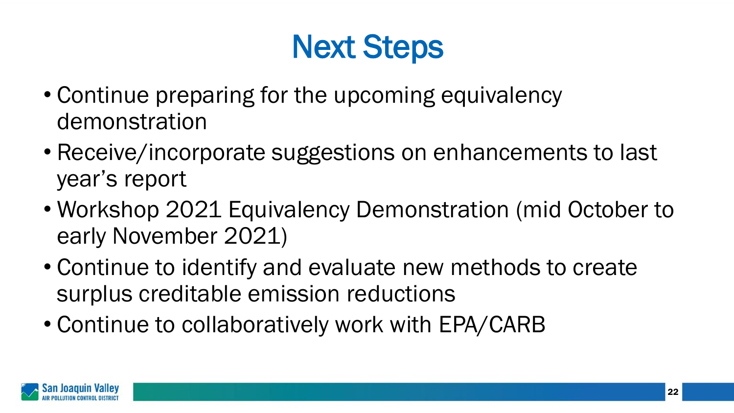# Next Steps

- Continue preparing for the upcoming equivalency demonstration
- Receive/incorporate suggestions on enhancements to last year's report
- Workshop 2021 Equivalency Demonstration (mid October to early November 2021)
- Continue to identify and evaluate new methods to create surplus creditable emission reductions
- Continue to collaboratively work with EPA/CARB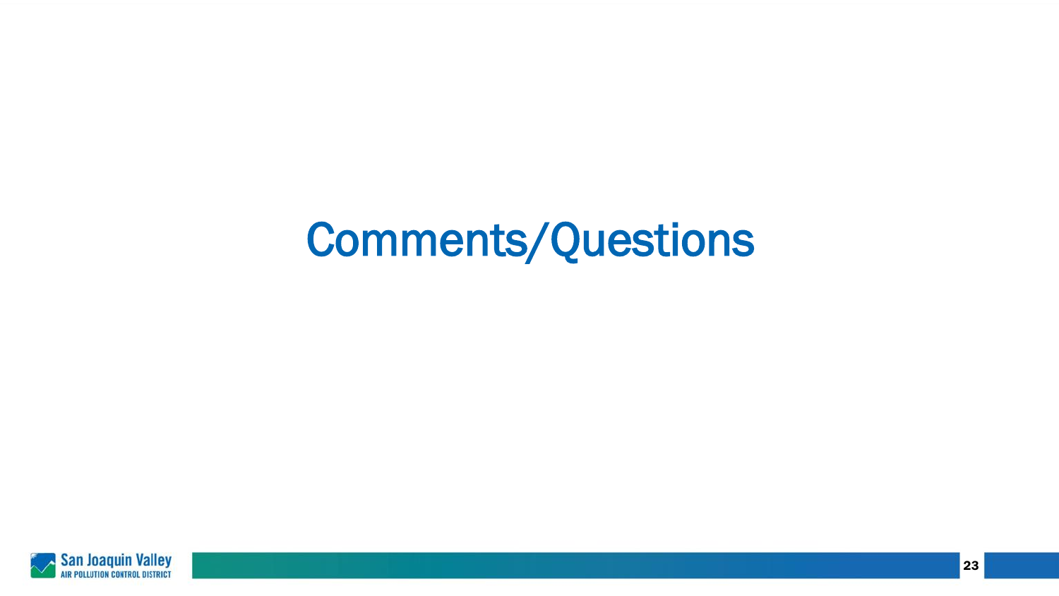# Comments/Questions